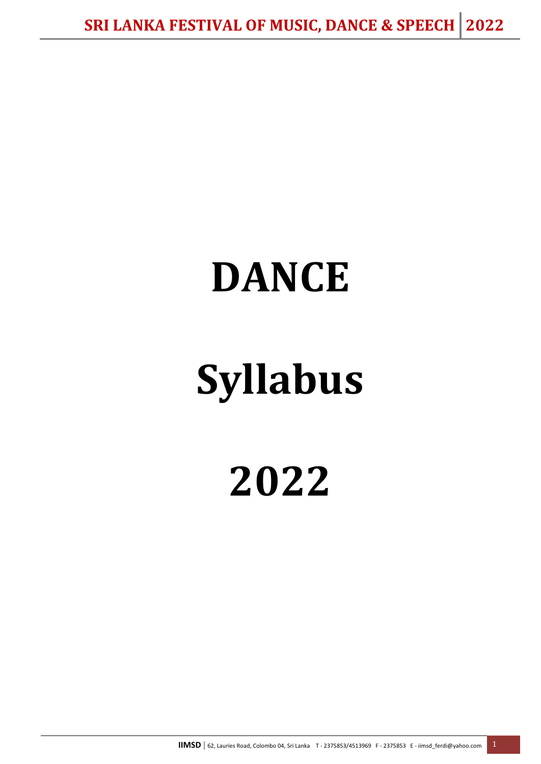# DANCE

# Syllabus

# 2022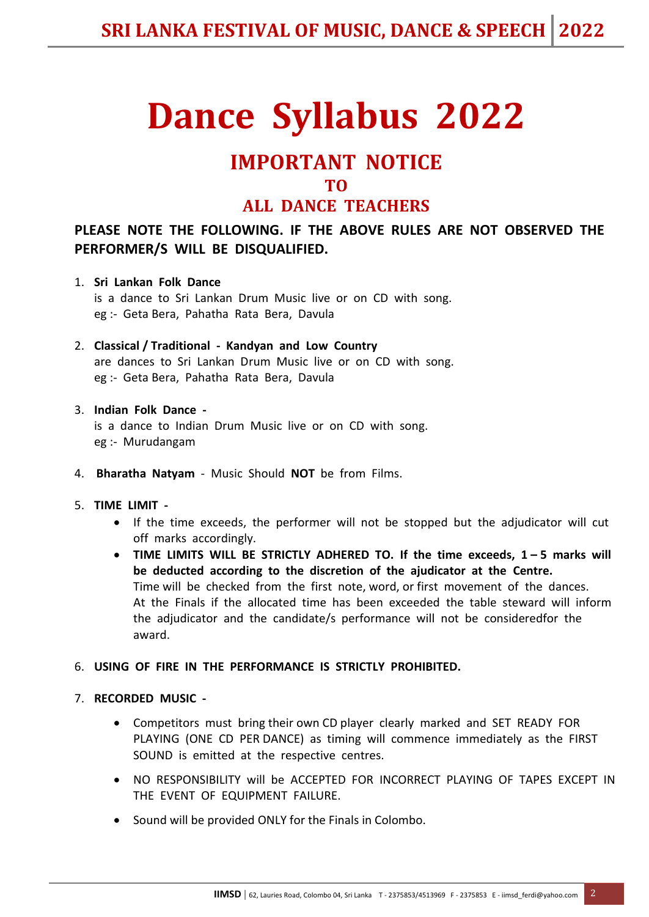# Dance Syllabus 2022

## IMPORTANT NOTICE
## TO
## ALL DANCE TEACHERS

**PLEASE NOTE THE FOLLOWING. IF THE ABOVE RULES ARE NOT OBSERVED THE PERFORMER/S WILL BE DISQUALIFIED.**

1. **Sri Lankan Folk Dance**
   is a dance to Sri Lankan Drum Music live or on CD with song.
   eg :- Geta Bera, Pahatha Rata Bera, Davula

2. **Classical / Traditional - Kandyan and Low Country**
   are dances to Sri Lankan Drum Music live or on CD with song.
   eg :- Geta Bera, Pahatha Rata Bera, Davula

3. **Indian Folk Dance -**
   is a dance to Indian Drum Music live or on CD with song.
   eg :- Murudangam

4. **Bharatha Natyam** - Music Should **NOT** be from Films.

5. **TIME LIMIT -**
   - If the time exceeds, the performer will not be stopped but the adjudicator will cut off marks accordingly.
   - **TIME LIMITS WILL BE STRICTLY ADHERED TO. If the time exceeds, 1 – 5 marks will be deducted according to the discretion of the ajudicator at the Centre.**
     Time will be checked from the first note, word, or first movement of the dances.
     At the Finals if the allocated time has been exceeded the table steward will inform the adjudicator and the candidate/s performance will not be consideredfor the award.

6. **USING OF FIRE IN THE PERFORMANCE IS STRICTLY PROHIBITED.**

7. **RECORDED MUSIC -**
   - Competitors must bring their own CD player clearly marked and SET READY FOR PLAYING (ONE CD PER DANCE) as timing will commence immediately as the FIRST SOUND is emitted at the respective centres.
   - NO RESPONSIBILITY will be ACCEPTED FOR INCORRECT PLAYING OF TAPES EXCEPT IN THE EVENT OF EQUIPMENT FAILURE.
   - Sound will be provided ONLY for the Finals in Colombo.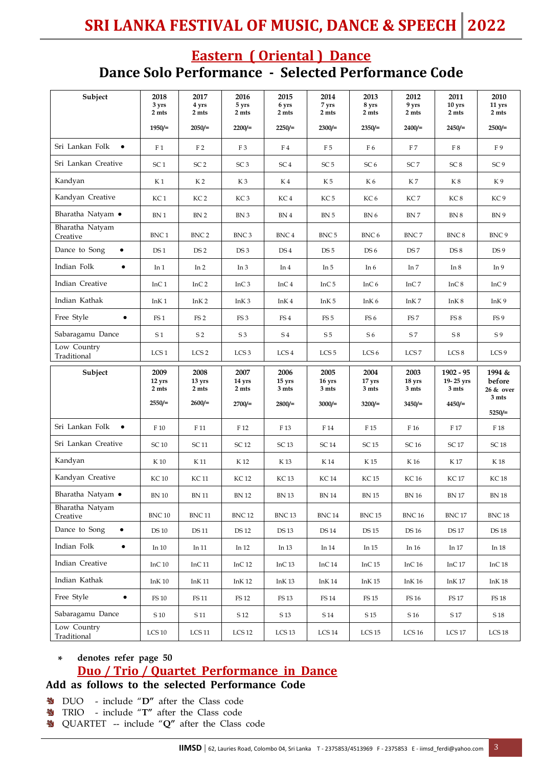## Eastern ( Oriental ) Dance

### Dance Solo Performance - Selected Performance Code

| Subject | 2018 3 yrs 2 mts 1950/= | 2017 4 yrs 2 mts 2050/= | 2016 5 yrs 2 mts 2200/= | 2015 6 yrs 2 mts 2250/= | 2014 7 yrs 2 mts 2300/= | 2013 8 yrs 2 mts 2350/= | 2012 9 yrs 2 mts 2400/= | 2011 10 yrs 2 mts 2450/= | 2010 11 yrs 2 mts 2500/= |
|---|---|---|---|---|---|---|---|---|---|
| Sri Lankan Folk • | F 1 | F 2 | F 3 | F 4 | F 5 | F 6 | F 7 | F 8 | F 9 |
| Sri Lankan Creative | SC 1 | SC 2 | SC 3 | SC 4 | SC 5 | SC 6 | SC 7 | SC 8 | SC 9 |
| Kandyan | K 1 | K 2 | K 3 | K 4 | K 5 | K 6 | K 7 | K 8 | K 9 |
| Kandyan Creative | KC 1 | KC 2 | KC 3 | KC 4 | KC 5 | KC 6 | KC 7 | KC 8 | KC 9 |
| Bharatha Natyam • | BN 1 | BN 2 | BN 3 | BN 4 | BN 5 | BN 6 | BN 7 | BN 8 | BN 9 |
| Bharatha Natyam Creative | BNC 1 | BNC 2 | BNC 3 | BNC 4 | BNC 5 | BNC 6 | BNC 7 | BNC 8 | BNC 9 |
| Dance to Song • | DS 1 | DS 2 | DS 3 | DS 4 | DS 5 | DS 6 | DS 7 | DS 8 | DS 9 |
| Indian Folk • | In 1 | In 2 | In 3 | In 4 | In 5 | In 6 | In 7 | In 8 | In 9 |
| Indian Creative | InC 1 | InC 2 | InC 3 | InC 4 | InC 5 | InC 6 | InC 7 | InC 8 | InC 9 |
| Indian Kathak | InK 1 | InK 2 | InK 3 | InK 4 | InK 5 | InK 6 | InK 7 | InK 8 | InK 9 |
| Free Style • | FS 1 | FS 2 | FS 3 | FS 4 | FS 5 | FS 6 | FS 7 | FS 8 | FS 9 |
| Sabaragamu Dance | S 1 | S 2 | S 3 | S 4 | S 5 | S 6 | S 7 | S 8 | S 9 |
| Low Country Traditional | LCS 1 | LCS 2 | LCS 3 | LCS 4 | LCS 5 | LCS 6 | LCS 7 | LCS 8 | LCS 9 |

| Subject | 2009 12 yrs 2 mts 2550/= | 2008 13 yrs 2 mts 2600/= | 2007 14 yrs 2 mts 2700/= | 2006 15 yrs 3 mts 2800/= | 2005 16 yrs 3 mts 3000/= | 2004 17 yrs 3 mts 3200/= | 2003 18 yrs 3 mts 3450/= | 1902 - 95 19- 25 yrs 3 mts 4450/= | 1994 & before 26 & over 3 mts 5250/= |
|---|---|---|---|---|---|---|---|---|---|
| Sri Lankan Folk • | F 10 | F 11 | F 12 | F 13 | F 14 | F 15 | F 16 | F 17 | F 18 |
| Sri Lankan Creative | SC 10 | SC 11 | SC 12 | SC 13 | SC 14 | SC 15 | SC 16 | SC 17 | SC 18 |
| Kandyan | K 10 | K 11 | K 12 | K 13 | K 14 | K 15 | K 16 | K 17 | K 18 |
| Kandyan Creative | KC 10 | KC 11 | KC 12 | KC 13 | KC 14 | KC 15 | KC 16 | KC 17 | KC 18 |
| Bharatha Natyam • | BN 10 | BN 11 | BN 12 | BN 13 | BN 14 | BN 15 | BN 16 | BN 17 | BN 18 |
| Bharatha Natyam Creative | BNC 10 | BNC 11 | BNC 12 | BNC 13 | BNC 14 | BNC 15 | BNC 16 | BNC 17 | BNC 18 |
| Dance to Song • | DS 10 | DS 11 | DS 12 | DS 13 | DS 14 | DS 15 | DS 16 | DS 17 | DS 18 |
| Indian Folk • | In 10 | In 11 | In 12 | In 13 | In 14 | In 15 | In 16 | In 17 | In 18 |
| Indian Creative | InC 10 | InC 11 | InC 12 | InC 13 | InC 14 | InC 15 | InC 16 | InC 17 | InC 18 |
| Indian Kathak | InK 10 | InK 11 | InK 12 | InK 13 | InK 14 | InK 15 | InK 16 | InK 17 | InK 18 |
| Free Style • | FS 10 | FS 11 | FS 12 | FS 13 | FS 14 | FS 15 | FS 16 | FS 17 | FS 18 |
| Sabaragamu Dance | S 10 | S 11 | S 12 | S 13 | S 14 | S 15 | S 16 | S 17 | S 18 |
| Low Country Traditional | LCS 10 | LCS 11 | LCS 12 | LCS 13 | LCS 14 | LCS 15 | LCS 16 | LCS 17 | LCS 18 |

- **denotes refer page 50**

## Duo / Trio / Quartet Performance in Dance

### Add as follows to the selected Performance Code

- DUO - include "**D**" after the Class code
- TRIO - include "**T**" after the Class code
- QUARTET -- include "**Q**" after the Class code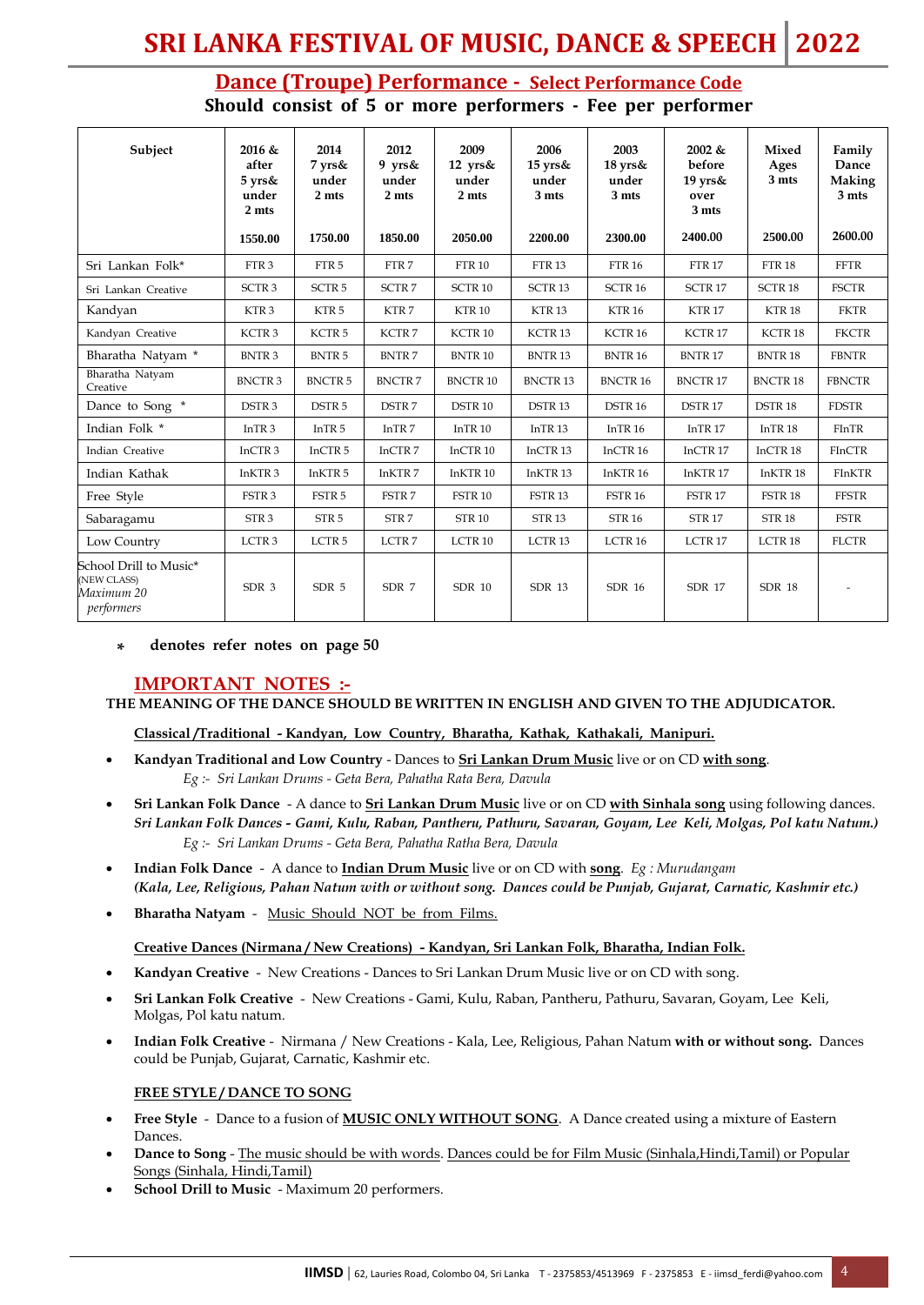## Dance (Troupe) Performance - Select Performance Code

**Should consist of 5 or more performers - Fee per performer**

| Subject | 2016 & after 5 yrs& under 2 mts 1550.00 | 2014 7 yrs& under 2 mts 1750.00 | 2012 9 yrs& under 2 mts 1850.00 | 2009 12 yrs& under 2 mts 2050.00 | 2006 15 yrs& under 3 mts 2200.00 | 2003 18 yrs& under 3 mts 2300.00 | 2002 & before 19 yrs& over 3 mts 2400.00 | Mixed Ages 3 mts 2500.00 | Family Dance Making 3 mts 2600.00 |
|---|---|---|---|---|---|---|---|---|---|
| Sri Lankan Folk* | FTR 3 | FTR 5 | FTR 7 | FTR 10 | FTR 13 | FTR 16 | FTR 17 | FTR 18 | FFTR |
| Sri Lankan Creative | SCTR 3 | SCTR 5 | SCTR 7 | SCTR 10 | SCTR 13 | SCTR 16 | SCTR 17 | SCTR 18 | FSCTR |
| Kandyan | KTR 3 | KTR 5 | KTR 7 | KTR 10 | KTR 13 | KTR 16 | KTR 17 | KTR 18 | FKTR |
| Kandyan Creative | KCTR 3 | KCTR 5 | KCTR 7 | KCTR 10 | KCTR 13 | KCTR 16 | KCTR 17 | KCTR 18 | FKCTR |
| Bharatha Natyam * | BNTR 3 | BNTR 5 | BNTR 7 | BNTR 10 | BNTR 13 | BNTR 16 | BNTR 17 | BNTR 18 | FBNTR |
| Bharatha Natyam Creative | BNCTR 3 | BNCTR 5 | BNCTR 7 | BNCTR 10 | BNCTR 13 | BNCTR 16 | BNCTR 17 | BNCTR 18 | FBNCTR |
| Dance to Song * | DSTR 3 | DSTR 5 | DSTR 7 | DSTR 10 | DSTR 13 | DSTR 16 | DSTR 17 | DSTR 18 | FDSTR |
| Indian Folk * | InTR 3 | InTR 5 | InTR 7 | InTR 10 | InTR 13 | InTR 16 | InTR 17 | InTR 18 | FInTR |
| Indian Creative | InCTR 3 | InCTR 5 | InCTR 7 | InCTR 10 | InCTR 13 | InCTR 16 | InCTR 17 | InCTR 18 | FInCTR |
| Indian Kathak | InKTR 3 | InKTR 5 | InKTR 7 | InKTR 10 | InKTR 13 | InKTR 16 | InKTR 17 | InKTR 18 | FInKTR |
| Free Style | FSTR 3 | FSTR 5 | FSTR 7 | FSTR 10 | FSTR 13 | FSTR 16 | FSTR 17 | FSTR 18 | FFSTR |
| Sabaragamu | STR 3 | STR 5 | STR 7 | STR 10 | STR 13 | STR 16 | STR 17 | STR 18 | FSTR |
| Low Country | LCTR 3 | LCTR 5 | LCTR 7 | LCTR 10 | LCTR 13 | LCTR 16 | LCTR 17 | LCTR 18 | FLCTR |
| School Drill to Music* (NEW CLASS) *Maximum 20 performers* | SDR 3 | SDR 5 | SDR 7 | SDR 10 | SDR 13 | SDR 16 | SDR 17 | SDR 18 | - |

\* **denotes refer notes on page 50**

## IMPORTANT NOTES :-

**THE MEANING OF THE DANCE SHOULD BE WRITTEN IN ENGLISH AND GIVEN TO THE ADJUDICATOR.**

**Classical /Traditional - Kandyan, Low Country, Bharatha, Kathak, Kathakali, Manipuri.**

- **Kandyan Traditional and Low Country** - Dances to **Sri Lankan Drum Music** live or on CD **with song**.
  *Eg :- Sri Lankan Drums - Geta Bera, Pahatha Rata Bera, Davula*
- **Sri Lankan Folk Dance** - A dance to **Sri Lankan Drum Music** live or on CD **with Sinhala song** using following dances.
  ***Sri Lankan Folk Dances - Gami, Kulu, Raban, Pantheru, Pathuru, Savaran, Goyam, Lee Keli, Molgas, Pol katu Natum.)***
  *Eg :- Sri Lankan Drums - Geta Bera, Pahatha Ratha Bera, Davula*
- **Indian Folk Dance** - A dance to **Indian Drum Music** live or on CD with **song**. *Eg : Murudangam*
  ***(Kala, Lee, Religious, Pahan Natum with or without song. Dances could be Punjab, Gujarat, Carnatic, Kashmir etc.)***
- **Bharatha Natyam** - Music Should NOT be from Films.

**Creative Dances (Nirmana / New Creations) - Kandyan, Sri Lankan Folk, Bharatha, Indian Folk.**

- **Kandyan Creative** - New Creations - Dances to Sri Lankan Drum Music live or on CD with song.
- **Sri Lankan Folk Creative** - New Creations - Gami, Kulu, Raban, Pantheru, Pathuru, Savaran, Goyam, Lee Keli, Molgas, Pol katu natum.
- **Indian Folk Creative** - Nirmana / New Creations - Kala, Lee, Religious, Pahan Natum **with or without song.** Dances could be Punjab, Gujarat, Carnatic, Kashmir etc.

**FREE STYLE / DANCE TO SONG**

- **Free Style** - Dance to a fusion of **MUSIC ONLY WITHOUT SONG**. A Dance created using a mixture of Eastern Dances.
- **Dance to Song** - The music should be with words. Dances could be for Film Music (Sinhala,Hindi,Tamil) or Popular Songs (Sinhala, Hindi,Tamil)
- **School Drill to Music** - Maximum 20 performers.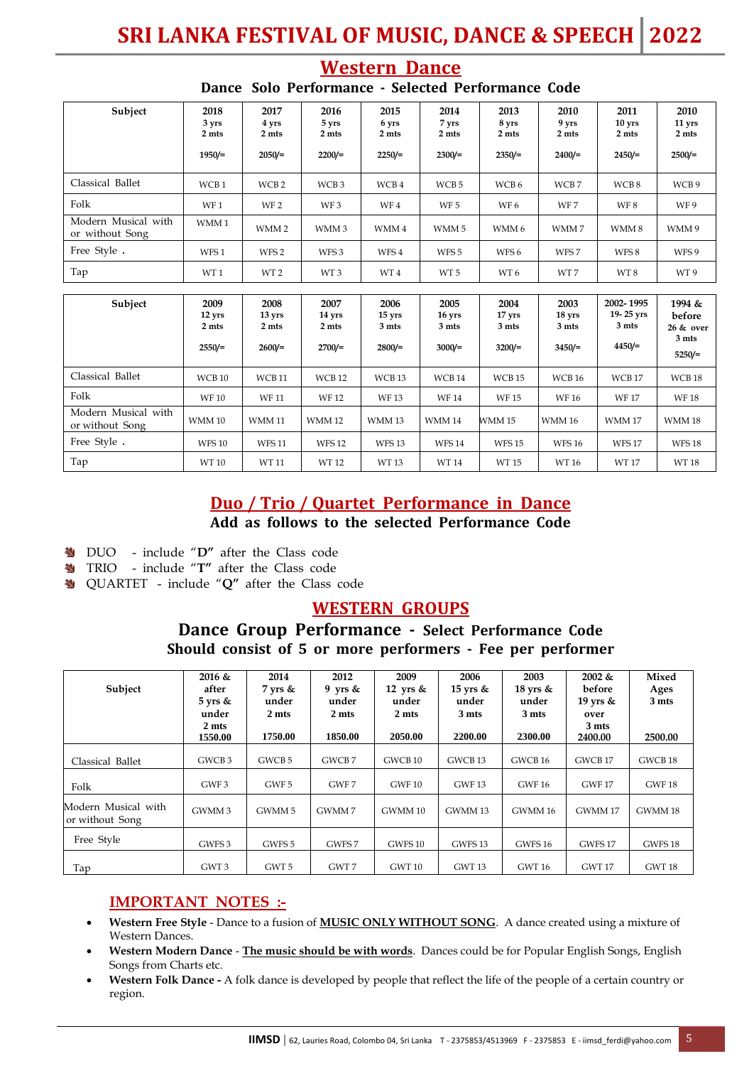## Western Dance

### Dance Solo Performance - Selected Performance Code

| Subject | 2018 3 yrs 2 mts 1950/= | 2017 4 yrs 2 mts 2050/= | 2016 5 yrs 2 mts 2200/= | 2015 6 yrs 2 mts 2250/= | 2014 7 yrs 2 mts 2300/= | 2013 8 yrs 2 mts 2350/= | 2010 9 yrs 2 mts 2400/= | 2011 10 yrs 2 mts 2450/= | 2010 11 yrs 2 mts 2500/= |
|---|---|---|---|---|---|---|---|---|---|
| Classical Ballet | WCB 1 | WCB 2 | WCB 3 | WCB 4 | WCB 5 | WCB 6 | WCB 7 | WCB 8 | WCB 9 |
| Folk | WF 1 | WF 2 | WF 3 | WF 4 | WF 5 | WF 6 | WF 7 | WF 8 | WF 9 |
| Modern Musical with or without Song | WMM 1 | WMM 2 | WMM 3 | WMM 4 | WMM 5 | WMM 6 | WMM 7 | WMM 8 | WMM 9 |
| Free Style . | WFS 1 | WFS 2 | WFS 3 | WFS 4 | WFS 5 | WFS 6 | WFS 7 | WFS 8 | WFS 9 |
| Tap | WT 1 | WT 2 | WT 3 | WT 4 | WT 5 | WT 6 | WT 7 | WT 8 | WT 9 |

| Subject | 2009 12 yrs 2 mts 2550/= | 2008 13 yrs 2 mts 2600/= | 2007 14 yrs 2 mts 2700/= | 2006 15 yrs 3 mts 2800/= | 2005 16 yrs 3 mts 3000/= | 2004 17 yrs 3 mts 3200/= | 2003 18 yrs 3 mts 3450/= | 2002- 1995 19- 25 yrs 3 mts 4450/= | 1994 & before 26 & over 3 mts 5250/= |
|---|---|---|---|---|---|---|---|---|---|
| Classical Ballet | WCB 10 | WCB 11 | WCB 12 | WCB 13 | WCB 14 | WCB 15 | WCB 16 | WCB 17 | WCB 18 |
| Folk | WF 10 | WF 11 | WF 12 | WF 13 | WF 14 | WF 15 | WF 16 | WF 17 | WF 18 |
| Modern Musical with or without Song | WMM 10 | WMM 11 | WMM 12 | WMM 13 | WMM 14 | WMM 15 | WMM 16 | WMM 17 | WMM 18 |
| Free Style . | WFS 10 | WFS 11 | WFS 12 | WFS 13 | WFS 14 | WFS 15 | WFS 16 | WFS 17 | WFS 18 |
| Tap | WT 10 | WT 11 | WT 12 | WT 13 | WT 14 | WT 15 | WT 16 | WT 17 | WT 18 |

## Duo / Trio / Quartet Performance in Dance

**Add as follows to the selected Performance Code**

- DUO - include "**D**" after the Class code
- TRIO - include "**T**" after the Class code
- QUARTET - include "**Q**" after the Class code

## WESTERN GROUPS

### Dance Group Performance - Select Performance Code

**Should consist of 5 or more performers - Fee per performer**

| Subject | 2016 & after 5 yrs & under 2 mts 1550.00 | 2014 7 yrs & under 2 mts 1750.00 | 2012 9 yrs & under 2 mts 1850.00 | 2009 12 yrs & under 2 mts 2050.00 | 2006 15 yrs & under 3 mts 2200.00 | 2003 18 yrs & under 3 mts 2300.00 | 2002 & before 19 yrs & over 3 mts 2400.00 | Mixed Ages 3 mts 2500.00 |
|---|---|---|---|---|---|---|---|---|
| Classical Ballet | GWCB 3 | GWCB 5 | GWCB 7 | GWCB 10 | GWCB 13 | GWCB 16 | GWCB 17 | GWCB 18 |
| Folk | GWF 3 | GWF 5 | GWF 7 | GWF 10 | GWF 13 | GWF 16 | GWF 17 | GWF 18 |
| Modern Musical with or without Song | GWMM 3 | GWMM 5 | GWMM 7 | GWMM 10 | GWMM 13 | GWMM 16 | GWMM 17 | GWMM 18 |
| Free Style | GWFS 3 | GWFS 5 | GWFS 7 | GWFS 10 | GWFS 13 | GWFS 16 | GWFS 17 | GWFS 18 |
| Tap | GWT 3 | GWT 5 | GWT 7 | GWT 10 | GWT 13 | GWT 16 | GWT 17 | GWT 18 |

## IMPORTANT NOTES :-

- **Western Free Style** - Dance to a fusion of **MUSIC ONLY WITHOUT SONG**. A dance created using a mixture of Western Dances.
- **Western Modern Dance** - **The music should be with words**. Dances could be for Popular English Songs, English Songs from Charts etc.
- **Western Folk Dance -** A folk dance is developed by people that reflect the life of the people of a certain country or region.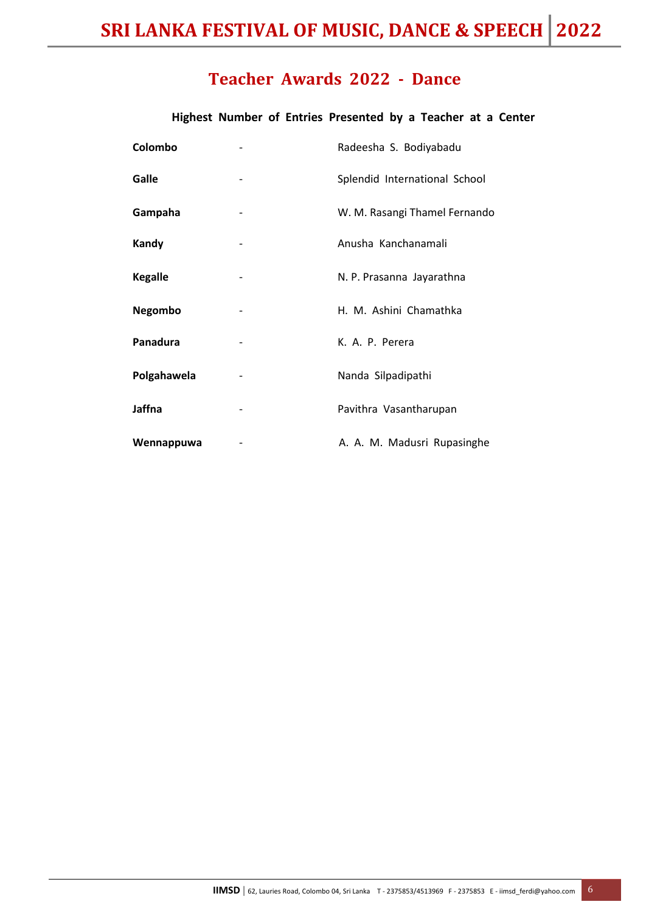## Teacher Awards 2022 - Dance

### Highest Number of Entries Presented by a Teacher at a Center

| | | |
|---|---|---|
| **Colombo** | - | Radeesha S. Bodiyabadu |
| **Galle** | - | Splendid International School |
| **Gampaha** | - | W. M. Rasangi Thamel Fernando |
| **Kandy** | - | Anusha Kanchanamali |
| **Kegalle** | - | N. P. Prasanna Jayarathna |
| **Negombo** | - | H. M. Ashini Chamathka |
| **Panadura** | - | K. A. P. Perera |
| **Polgahawela** | - | Nanda Silpadipathi |
| **Jaffna** | - | Pavithra Vasantharupan |
| **Wennappuwa** | - | A. A. M. Madusri Rupasinghe |